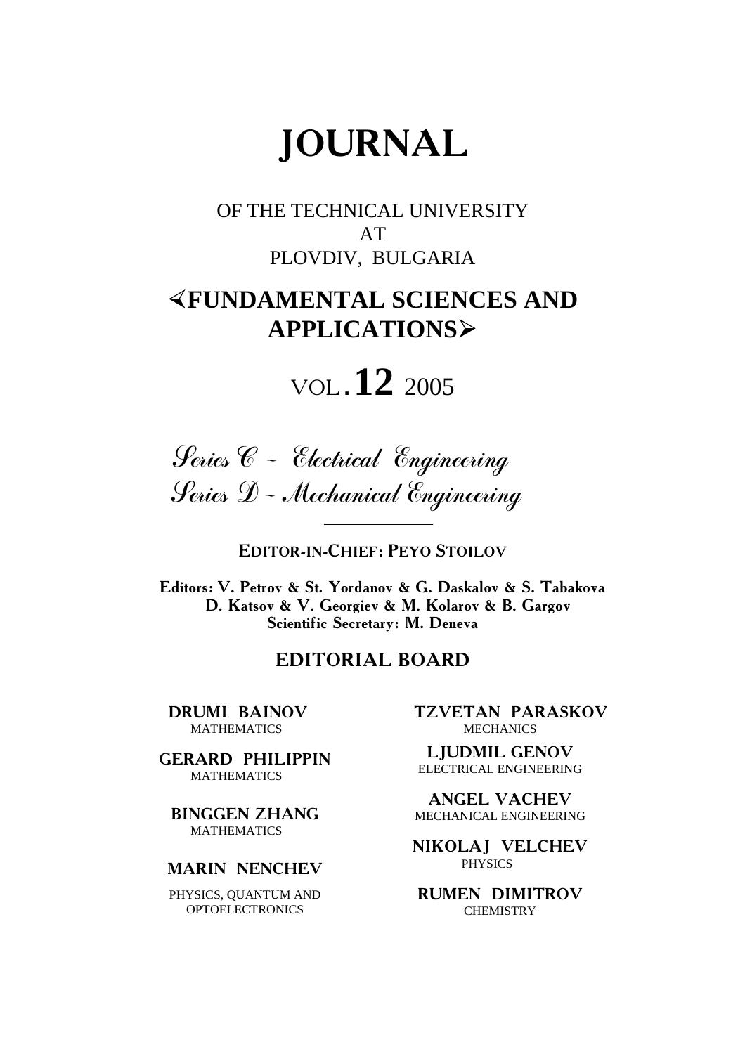# JOURNAL

OF THE TECHNICAL UNIVERSITY
AT
PLOVDIV, BULGARIA

## ⋖FUNDAMENTAL SCIENCES AND APPLICATIONS⋗

VOL. **12** 2005

*Series C - Electrical Engineering*
*Series D - Mechanical Engineering*

---

**EDITOR-IN-CHIEF: PEYO STOILOV**

**Editors: V. Petrov & St. Yordanov & G. Daskalov & S. Tabakova**
**D. Katsov & V. Georgiev & M. Kolarov & B. Gargov**
**Scientific Secretary: M. Deneva**

## EDITORIAL BOARD

**DRUMI BAINOV**
MATHEMATICS

**GERARD PHILIPPIN**
MATHEMATICS

**BINGGEN ZHANG**
MATHEMATICS

**MARIN NENCHEV**
PHYSICS, QUANTUM AND OPTOELECTRONICS

**TZVETAN PARASKOV**
MECHANICS

**LJUDMIL GENOV**
ELECTRICAL ENGINEERING

**ANGEL VACHEV**
MECHANICAL ENGINEERING

**NIKOLAJ VELCHEV**
PHYSICS

**RUMEN DIMITROV**
CHEMISTRY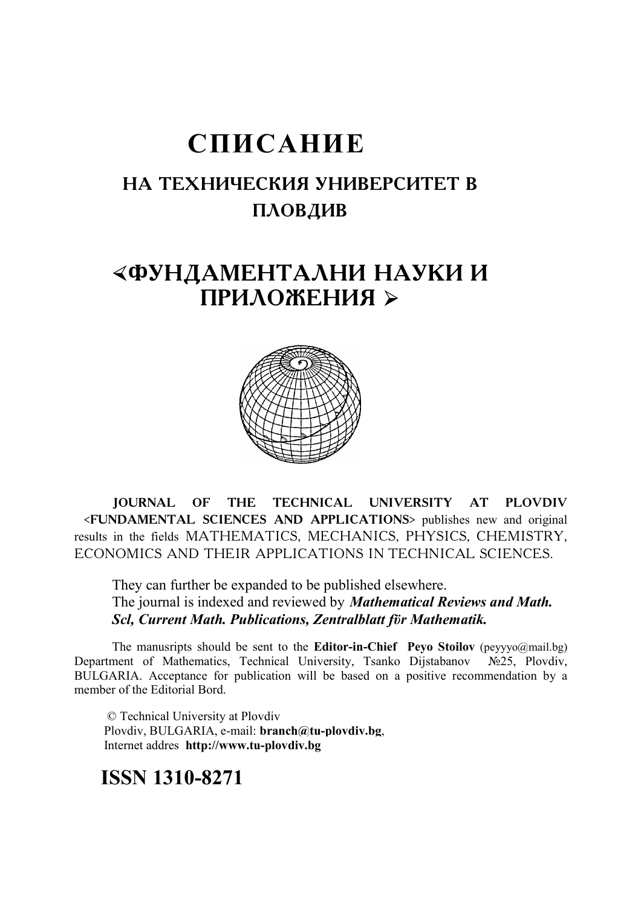# СПИСАНИЕ

## НА ТЕХНИЧЕСКИЯ УНИВЕРСИТЕТ В ПЛОВДИВ

# ≺ФУНДАМЕНТАЛНИ НАУКИ И ПРИЛОЖЕНИЯ ≻

**JOURNAL OF THE TECHNICAL UNIVERSITY AT PLOVDIV <FUNDAMENTAL SCIENCES AND APPLICATIONS>** publishes new and original results in the fields MATHEMATICS, MECHANICS, PHYSICS, CHEMISTRY, ECONOMICS AND THEIR APPLICATIONS IN TECHNICAL SCIENCES.

They can further be expanded to be published elsewhere.
The journal is indexed and reviewed by ***Mathematical Reviews and Math. Scl, Current Math. Publications, Zentralblatt fӧr Mathematik.***

The manusripts should be sent to the **Editor-in-Chief Peyo Stoilov** (peyyyo@mail.bg) Department of Mathematics, Technical University, Tsanko Dijstabanov №25, Plovdiv, BULGARIA. Acceptance for publication will be based on a positive recommendation by a member of the Editorial Bord.

© Technical University at Plovdiv
Plovdiv, BULGARIA, e-mail: **branch@tu-plovdiv.bg**,
Internet addres **http://www.tu-plovdiv.bg**

## ISSN 1310-8271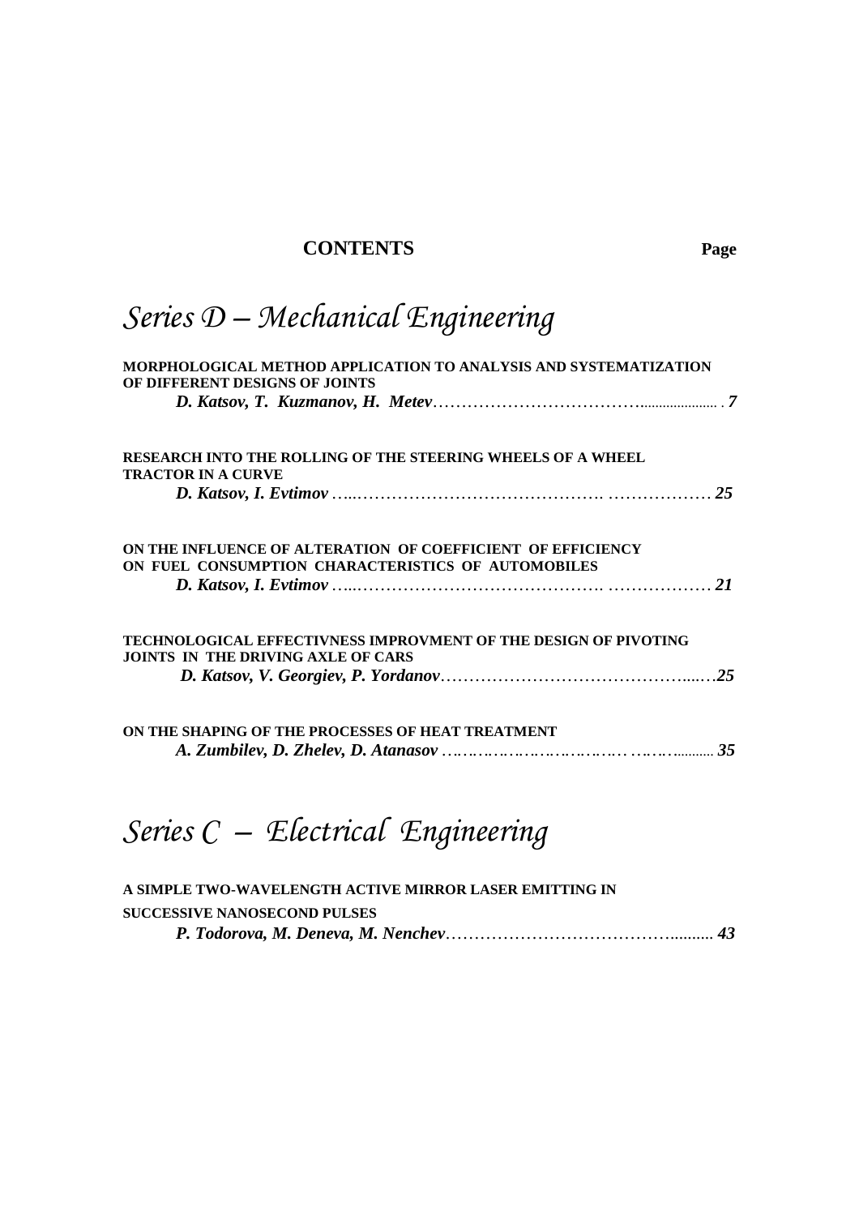**CONTENTS** **Page**

# *Series D – Mechanical Engineering*

**MORPHOLOGICAL METHOD APPLICATION TO ANALYSIS AND SYSTEMATIZATION OF DIFFERENT DESIGNS OF JOINTS**
***D. Katsov, T. Kuzmanov, H. Metev*……………………………….................... . *7***

**RESEARCH INTO THE ROLLING OF THE STEERING WHEELS OF A WHEEL TRACTOR IN A CURVE**
***D. Katsov, I. Evtimov* …...……………………………………. ……………… *25***

**ON THE INFLUENCE OF ALTERATION OF COEFFICIENT OF EFFICIENCY ON FUEL CONSUMPTION CHARACTERISTICS OF AUTOMOBILES**
***D. Katsov, I. Evtimov* …...……………………………………. ……………… *21***

**TECHNOLOGICAL EFFECTIVNESS IMPROVMENT OF THE DESIGN OF PIVOTING JOINTS IN THE DRIVING AXLE OF CARS**
***D. Katsov, V. Georgiev, P. Yordanov*……………………………………...…*25***

**ON THE SHAPING OF THE PROCESSES OF HEAT TREATMENT**
***A. Zumbilev, D. Zhelev, D. Atanasov* …………………………… ……............ *35***

# *Series C – Electrical Engineering*

**A SIMPLE TWO-WAVELENGTH ACTIVE MIRROR LASER EMITTING IN SUCCESSIVE NANOSECOND PULSES**
***P. Todorova, M. Deneva, M. Nenchev*…………………………………......... *43***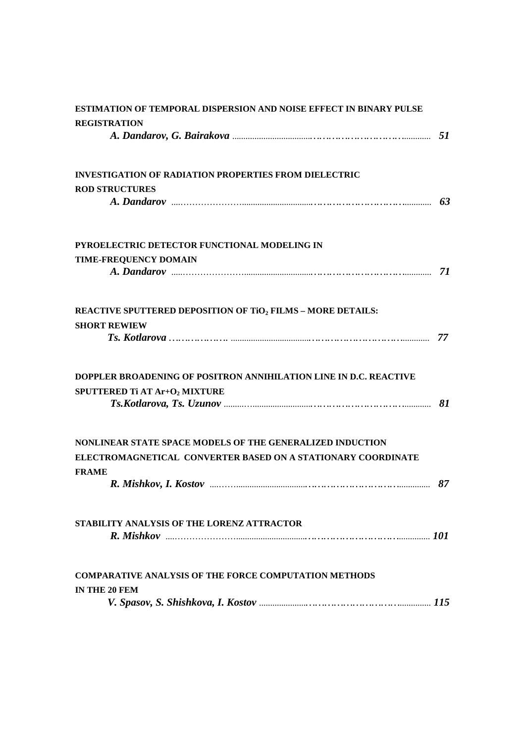**ESTIMATION OF TEMPORAL DISPERSION AND NOISE EFFECT IN BINARY PULSE REGISTRATION**

*A. Dandarov, G. Bairakova* .................................................................. *51*

**INVESTIGATION OF RADIATION PROPERTIES FROM DIELECTRIC ROD STRUCTURES**

*A. Dandarov* .................................................................. *63*

**PYROELECTRIC DETECTOR FUNCTIONAL MODELING IN TIME-FREQUENCY DOMAIN**

*A. Dandarov* .................................................................. *71*

**REACTIVE SPUTTERED DEPOSITION OF $TiO_2$ FILMS – MORE DETAILS: SHORT REWIEW**

*Ts. Kotlarova* .................................................................. *77*

**DOPPLER BROADENING OF POSITRON ANNIHILATION LINE IN D.C. REACTIVE SPUTTERED Ti AT Ar+$O_2$ MIXTURE**

*Ts.Kotlarova, Ts. Uzunov* .................................................................. *81*

**NONLINEAR STATE SPACE MODELS OF THE GENERALIZED INDUCTION ELECTROMAGNETICAL CONVERTER BASED ON A STATIONARY COORDINATE FRAME**

*R. Mishkov, I. Kostov* .................................................................. *87*

**STABILITY ANALYSIS OF THE LORENZ ATTRACTOR**

*R. Mishkov* .................................................................. *101*

**COMPARATIVE ANALYSIS OF THE FORCE COMPUTATION METHODS IN THE 20 FEM**

*V. Spasov, S. Shishkova, I. Kostov* .................................................................. *115*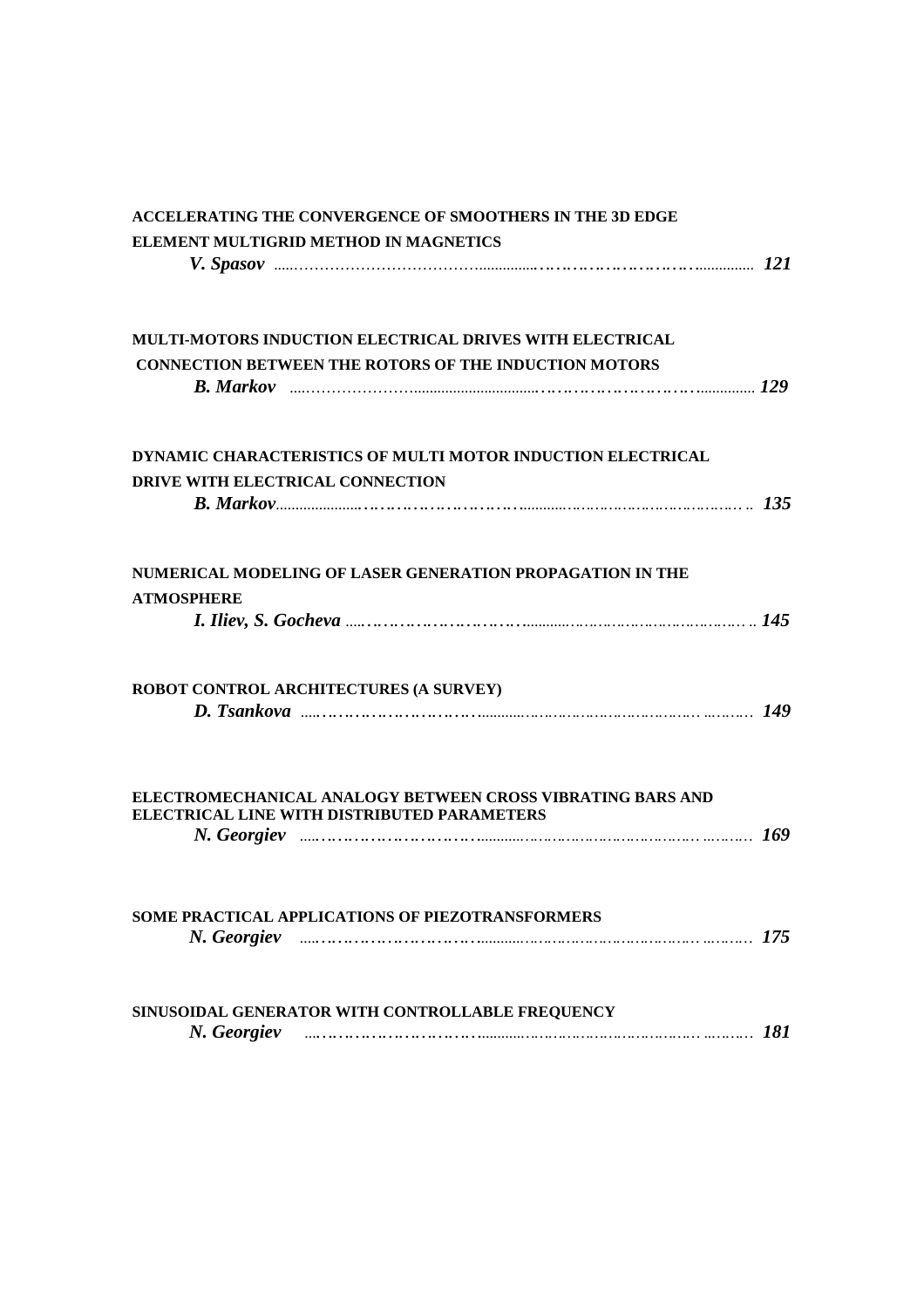**ACCELERATING THE CONVERGENCE OF SMOOTHERS IN THE 3D EDGE ELEMENT MULTIGRID METHOD IN MAGNETICS**

*V. Spasov* ........................................................ *121*

**MULTI-MOTORS INDUCTION ELECTRICAL DRIVES WITH ELECTRICAL CONNECTION BETWEEN THE ROTORS OF THE INDUCTION MOTORS**

*B. Markov* ........................................................ *129*

**DYNAMIC CHARACTERISTICS OF MULTI MOTOR INDUCTION ELECTRICAL DRIVE WITH ELECTRICAL CONNECTION**

*B. Markov* ........................................................ *135*

**NUMERICAL MODELING OF LASER GENERATION PROPAGATION IN THE ATMOSPHERE**

*I. Iliev, S. Gocheva* ........................................................ *145*

**ROBOT CONTROL ARCHITECTURES (A SURVEY)**

*D. Tsankova* ........................................................ *149*

**ELECTROMECHANICAL ANALOGY BETWEEN CROSS VIBRATING BARS AND ELECTRICAL LINE WITH DISTRIBUTED PARAMETERS**

*N. Georgiev* ........................................................ *169*

**SOME PRACTICAL APPLICATIONS OF PIEZOTRANSFORMERS**

*N. Georgiev* ........................................................ *175*

**SINUSOIDAL GENERATOR WITH CONTROLLABLE FREQUENCY**

*N. Georgiev* ........................................................ *181*